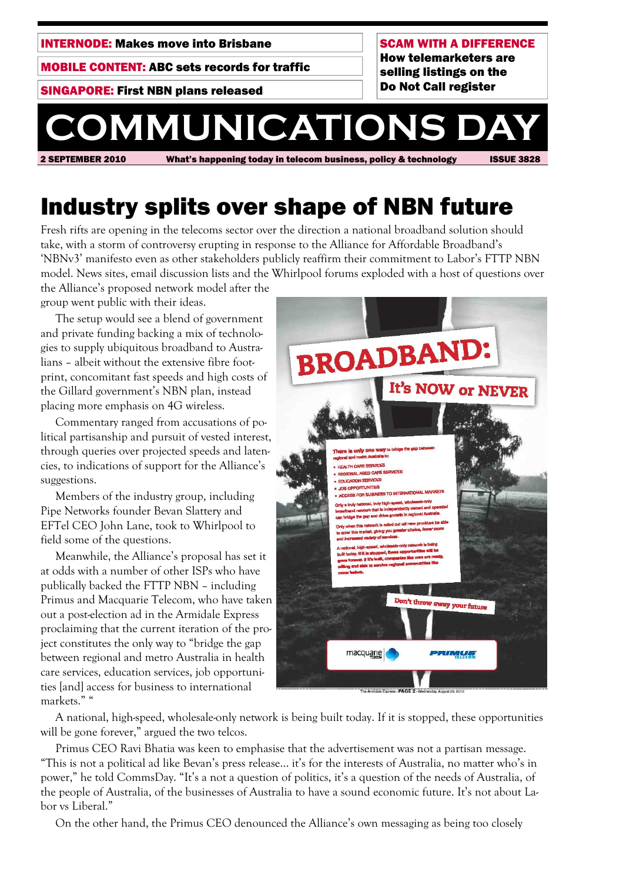**INTERNODE:** Makes move into Brisbane

**MOBILE CONTENT:** ABC sets records for traffic

**SINGAPORE:** First NBN plans released

**SCAM WITH A DIFFERENCE**
How telemarketers are selling listings on the Do Not Call register

# COMMUNICATIONS DAY

2 SEPTEMBER 2010 What's happening today in telecom business, policy & technology ISSUE 3828

## Industry splits over shape of NBN future

Fresh rifts are opening in the telecoms sector over the direction a national broadband solution should take, with a storm of controversy erupting in response to the Alliance for Affordable Broadband's 'NBNv3' manifesto even as other stakeholders publicly reaffirm their commitment to Labor's FTTP NBN model. News sites, email discussion lists and the Whirlpool forums exploded with a host of questions over the Alliance's proposed network model after the group went public with their ideas.

The setup would see a blend of government and private funding backing a mix of technologies to supply ubiquitous broadband to Australians – albeit without the extensive fibre footprint, concomitant fast speeds and high costs of the Gillard government's NBN plan, instead placing more emphasis on 4G wireless.

Commentary ranged from accusations of political partisanship and pursuit of vested interest, through queries over projected speeds and latencies, to indications of support for the Alliance's suggestions.

Members of the industry group, including Pipe Networks founder Bevan Slattery and EFTel CEO John Lane, took to Whirlpool to field some of the questions.

Meanwhile, the Alliance's proposal has set it at odds with a number of other ISPs who have publically backed the FTTP NBN – including Primus and Macquarie Telecom, who have taken out a post-election ad in the Armidale Express proclaiming that the current iteration of the project constitutes the only way to "bridge the gap between regional and metro Australia in health care services, education services, job opportunities [and] access for business to international markets." "

A national, high-speed, wholesale-only network is being built today. If it is stopped, these opportunities will be gone forever," argued the two telcos.

Primus CEO Ravi Bhatia was keen to emphasise that the advertisement was not a partisan message. "This is not a political ad like Bevan's press release... it's for the interests of Australia, no matter who's in power," he told CommsDay. "It's a not a question of politics, it's a question of the needs of Australia, of the people of Australia, of the businesses of Australia to have a sound economic future. It's not about Labor vs Liberal."

On the other hand, the Primus CEO denounced the Alliance's own messaging as being too closely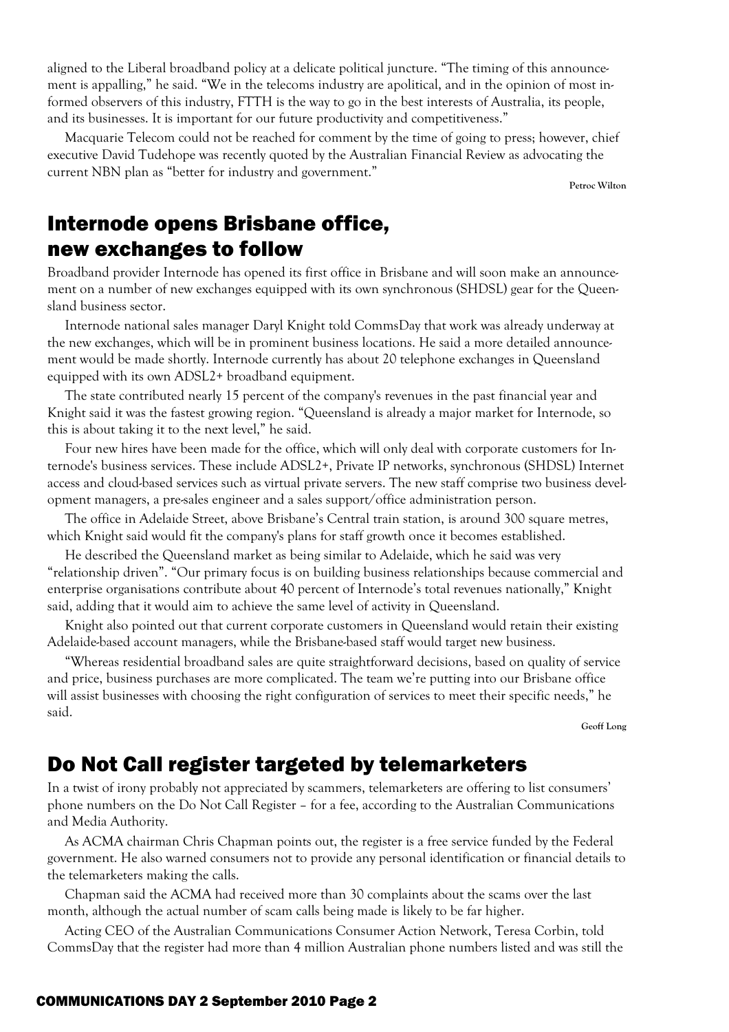aligned to the Liberal broadband policy at a delicate political juncture. "The timing of this announcement is appalling," he said. "We in the telecoms industry are apolitical, and in the opinion of most informed observers of this industry, FTTH is the way to go in the best interests of Australia, its people, and its businesses. It is important for our future productivity and competitiveness."

Macquarie Telecom could not be reached for comment by the time of going to press; however, chief executive David Tudehope was recently quoted by the Australian Financial Review as advocating the current NBN plan as "better for industry and government."

**Petroc Wilton**

## Internode opens Brisbane office, new exchanges to follow

Broadband provider Internode has opened its first office in Brisbane and will soon make an announcement on a number of new exchanges equipped with its own synchronous (SHDSL) gear for the Queensland business sector.

Internode national sales manager Daryl Knight told CommsDay that work was already underway at the new exchanges, which will be in prominent business locations. He said a more detailed announcement would be made shortly. Internode currently has about 20 telephone exchanges in Queensland equipped with its own ADSL2+ broadband equipment.

The state contributed nearly 15 percent of the company's revenues in the past financial year and Knight said it was the fastest growing region. "Queensland is already a major market for Internode, so this is about taking it to the next level," he said.

Four new hires have been made for the office, which will only deal with corporate customers for Internode's business services. These include ADSL2+, Private IP networks, synchronous (SHDSL) Internet access and cloud-based services such as virtual private servers. The new staff comprise two business development managers, a pre-sales engineer and a sales support/office administration person.

The office in Adelaide Street, above Brisbane's Central train station, is around 300 square metres, which Knight said would fit the company's plans for staff growth once it becomes established.

He described the Queensland market as being similar to Adelaide, which he said was very "relationship driven". "Our primary focus is on building business relationships because commercial and enterprise organisations contribute about 40 percent of Internode's total revenues nationally," Knight said, adding that it would aim to achieve the same level of activity in Queensland.

Knight also pointed out that current corporate customers in Queensland would retain their existing Adelaide-based account managers, while the Brisbane-based staff would target new business.

"Whereas residential broadband sales are quite straightforward decisions, based on quality of service and price, business purchases are more complicated. The team we're putting into our Brisbane office will assist businesses with choosing the right configuration of services to meet their specific needs," he said.

**Geoff Long**

## Do Not Call register targeted by telemarketers

In a twist of irony probably not appreciated by scammers, telemarketers are offering to list consumers' phone numbers on the Do Not Call Register – for a fee, according to the Australian Communications and Media Authority.

As ACMA chairman Chris Chapman points out, the register is a free service funded by the Federal government. He also warned consumers not to provide any personal identification or financial details to the telemarketers making the calls.

Chapman said the ACMA had received more than 30 complaints about the scams over the last month, although the actual number of scam calls being made is likely to be far higher.

Acting CEO of the Australian Communications Consumer Action Network, Teresa Corbin, told CommsDay that the register had more than 4 million Australian phone numbers listed and was still the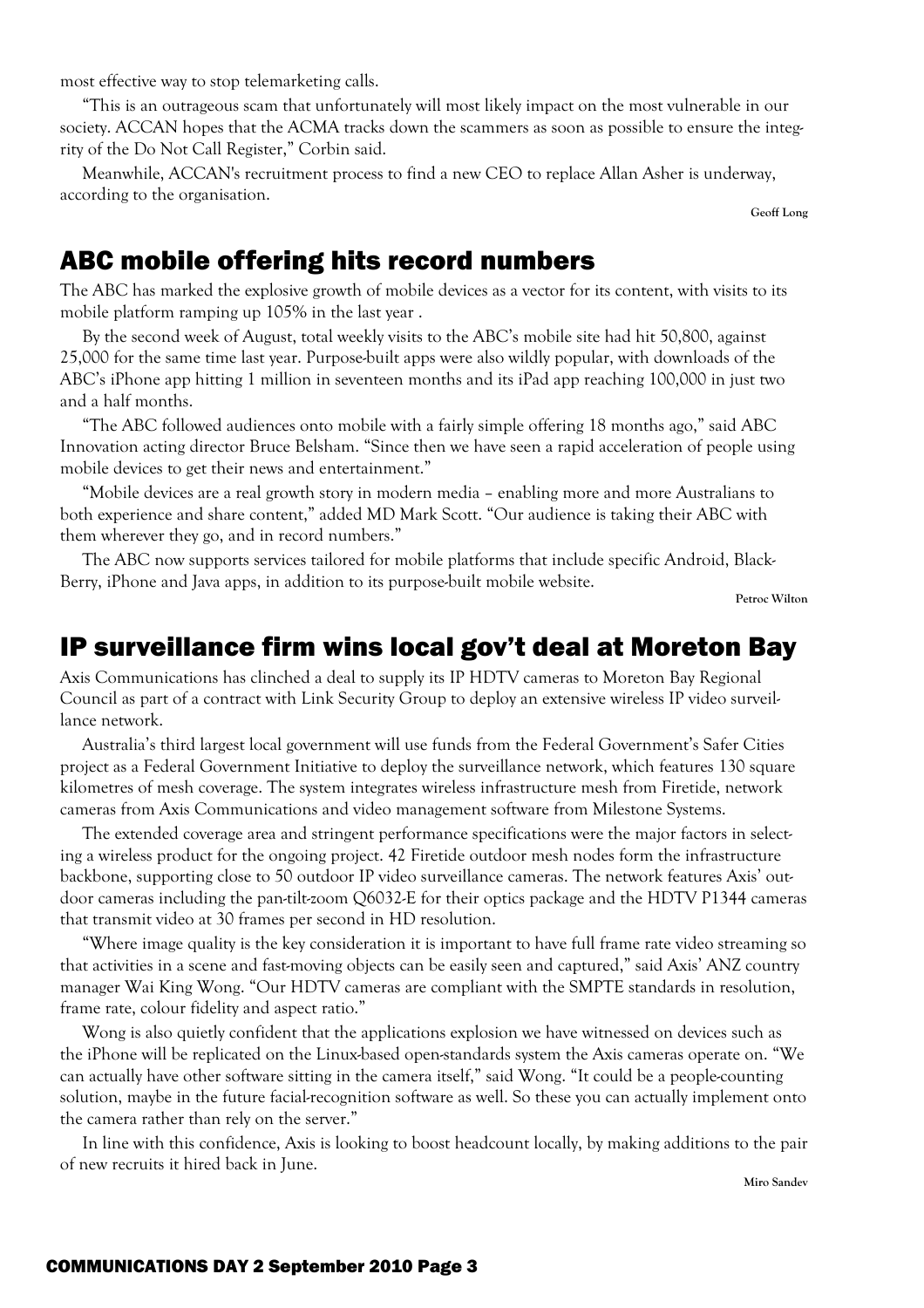most effective way to stop telemarketing calls.

"This is an outrageous scam that unfortunately will most likely impact on the most vulnerable in our society. ACCAN hopes that the ACMA tracks down the scammers as soon as possible to ensure the integrity of the Do Not Call Register," Corbin said.

Meanwhile, ACCAN's recruitment process to find a new CEO to replace Allan Asher is underway, according to the organisation.

**Geoff Long**

## ABC mobile offering hits record numbers

The ABC has marked the explosive growth of mobile devices as a vector for its content, with visits to its mobile platform ramping up 105% in the last year .

By the second week of August, total weekly visits to the ABC's mobile site had hit 50,800, against 25,000 for the same time last year. Purpose-built apps were also wildly popular, with downloads of the ABC's iPhone app hitting 1 million in seventeen months and its iPad app reaching 100,000 in just two and a half months.

"The ABC followed audiences onto mobile with a fairly simple offering 18 months ago," said ABC Innovation acting director Bruce Belsham. "Since then we have seen a rapid acceleration of people using mobile devices to get their news and entertainment."

"Mobile devices are a real growth story in modern media – enabling more and more Australians to both experience and share content," added MD Mark Scott. "Our audience is taking their ABC with them wherever they go, and in record numbers."

The ABC now supports services tailored for mobile platforms that include specific Android, BlackBerry, iPhone and Java apps, in addition to its purpose-built mobile website.

**Petroc Wilton**

## IP surveillance firm wins local gov't deal at Moreton Bay

Axis Communications has clinched a deal to supply its IP HDTV cameras to Moreton Bay Regional Council as part of a contract with Link Security Group to deploy an extensive wireless IP video surveillance network.

Australia's third largest local government will use funds from the Federal Government's Safer Cities project as a Federal Government Initiative to deploy the surveillance network, which features 130 square kilometres of mesh coverage. The system integrates wireless infrastructure mesh from Firetide, network cameras from Axis Communications and video management software from Milestone Systems.

The extended coverage area and stringent performance specifications were the major factors in selecting a wireless product for the ongoing project. 42 Firetide outdoor mesh nodes form the infrastructure backbone, supporting close to 50 outdoor IP video surveillance cameras. The network features Axis' outdoor cameras including the pan-tilt-zoom Q6032-E for their optics package and the HDTV P1344 cameras that transmit video at 30 frames per second in HD resolution.

"Where image quality is the key consideration it is important to have full frame rate video streaming so that activities in a scene and fast-moving objects can be easily seen and captured," said Axis' ANZ country manager Wai King Wong. "Our HDTV cameras are compliant with the SMPTE standards in resolution, frame rate, colour fidelity and aspect ratio."

Wong is also quietly confident that the applications explosion we have witnessed on devices such as the iPhone will be replicated on the Linux-based open-standards system the Axis cameras operate on. "We can actually have other software sitting in the camera itself," said Wong. "It could be a people-counting solution, maybe in the future facial-recognition software as well. So these you can actually implement onto the camera rather than rely on the server."

In line with this confidence, Axis is looking to boost headcount locally, by making additions to the pair of new recruits it hired back in June.

**Miro Sandev**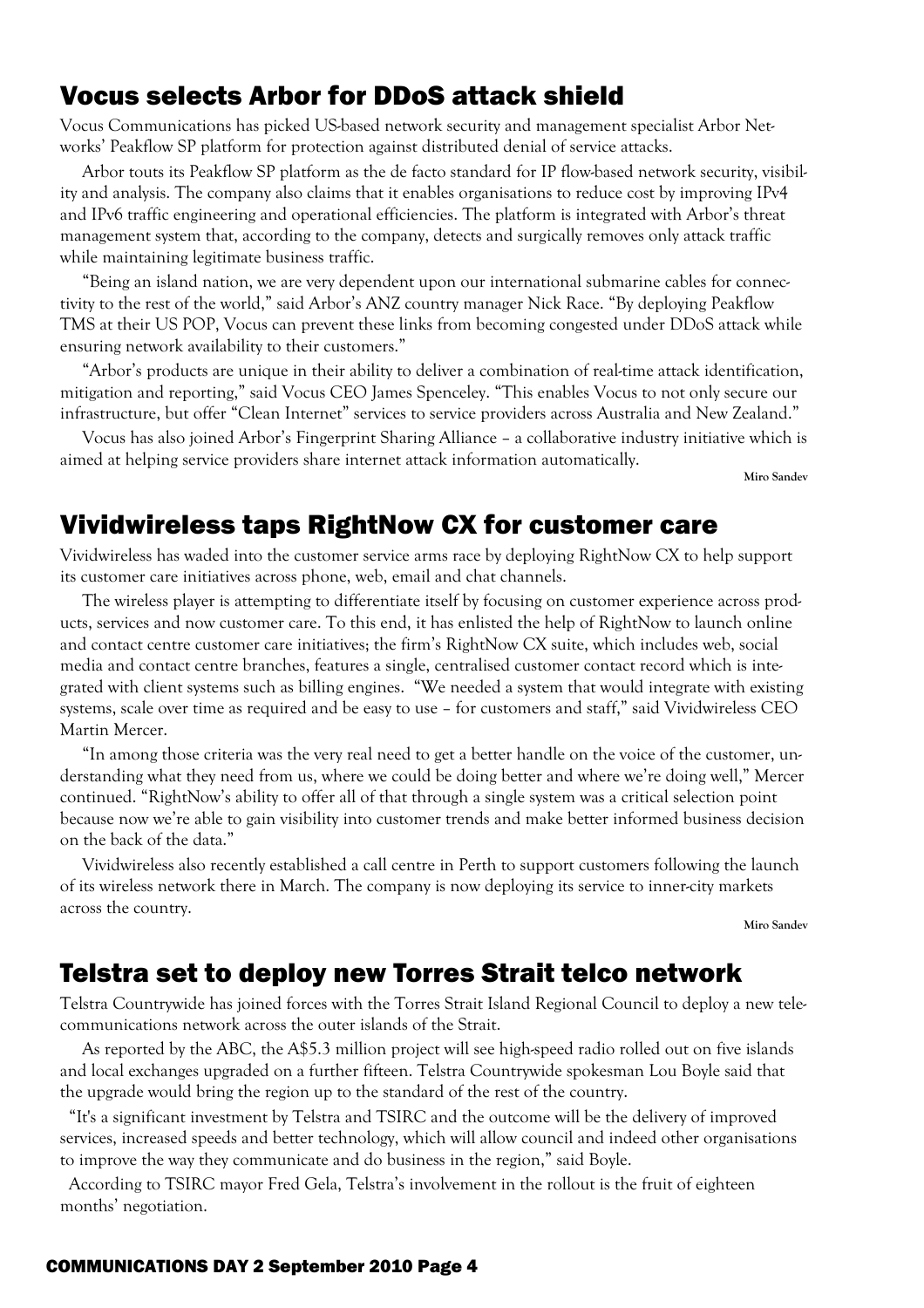## Vocus selects Arbor for DDoS attack shield

Vocus Communications has picked US-based network security and management specialist Arbor Networks' Peakflow SP platform for protection against distributed denial of service attacks.

Arbor touts its Peakflow SP platform as the de facto standard for IP flow-based network security, visibility and analysis. The company also claims that it enables organisations to reduce cost by improving IPv4 and IPv6 traffic engineering and operational efficiencies. The platform is integrated with Arbor's threat management system that, according to the company, detects and surgically removes only attack traffic while maintaining legitimate business traffic.

"Being an island nation, we are very dependent upon our international submarine cables for connectivity to the rest of the world," said Arbor's ANZ country manager Nick Race. "By deploying Peakflow TMS at their US POP, Vocus can prevent these links from becoming congested under DDoS attack while ensuring network availability to their customers."

"Arbor's products are unique in their ability to deliver a combination of real-time attack identification, mitigation and reporting," said Vocus CEO James Spenceley. "This enables Vocus to not only secure our infrastructure, but offer "Clean Internet" services to service providers across Australia and New Zealand."

Vocus has also joined Arbor's Fingerprint Sharing Alliance – a collaborative industry initiative which is aimed at helping service providers share internet attack information automatically.

**Miro Sandev**

## Vividwireless taps RightNow CX for customer care

Vividwireless has waded into the customer service arms race by deploying RightNow CX to help support its customer care initiatives across phone, web, email and chat channels.

The wireless player is attempting to differentiate itself by focusing on customer experience across products, services and now customer care. To this end, it has enlisted the help of RightNow to launch online and contact centre customer care initiatives; the firm's RightNow CX suite, which includes web, social media and contact centre branches, features a single, centralised customer contact record which is integrated with client systems such as billing engines. "We needed a system that would integrate with existing systems, scale over time as required and be easy to use – for customers and staff," said Vividwireless CEO Martin Mercer.

"In among those criteria was the very real need to get a better handle on the voice of the customer, understanding what they need from us, where we could be doing better and where we're doing well," Mercer continued. "RightNow's ability to offer all of that through a single system was a critical selection point because now we're able to gain visibility into customer trends and make better informed business decision on the back of the data."

Vividwireless also recently established a call centre in Perth to support customers following the launch of its wireless network there in March. The company is now deploying its service to inner-city markets across the country.

**Miro Sandev**

## Telstra set to deploy new Torres Strait telco network

Telstra Countrywide has joined forces with the Torres Strait Island Regional Council to deploy a new telecommunications network across the outer islands of the Strait.

As reported by the ABC, the A$5.3 million project will see high-speed radio rolled out on five islands and local exchanges upgraded on a further fifteen. Telstra Countrywide spokesman Lou Boyle said that the upgrade would bring the region up to the standard of the rest of the country.

"It's a significant investment by Telstra and TSIRC and the outcome will be the delivery of improved services, increased speeds and better technology, which will allow council and indeed other organisations to improve the way they communicate and do business in the region," said Boyle.

According to TSIRC mayor Fred Gela, Telstra's involvement in the rollout is the fruit of eighteen months' negotiation.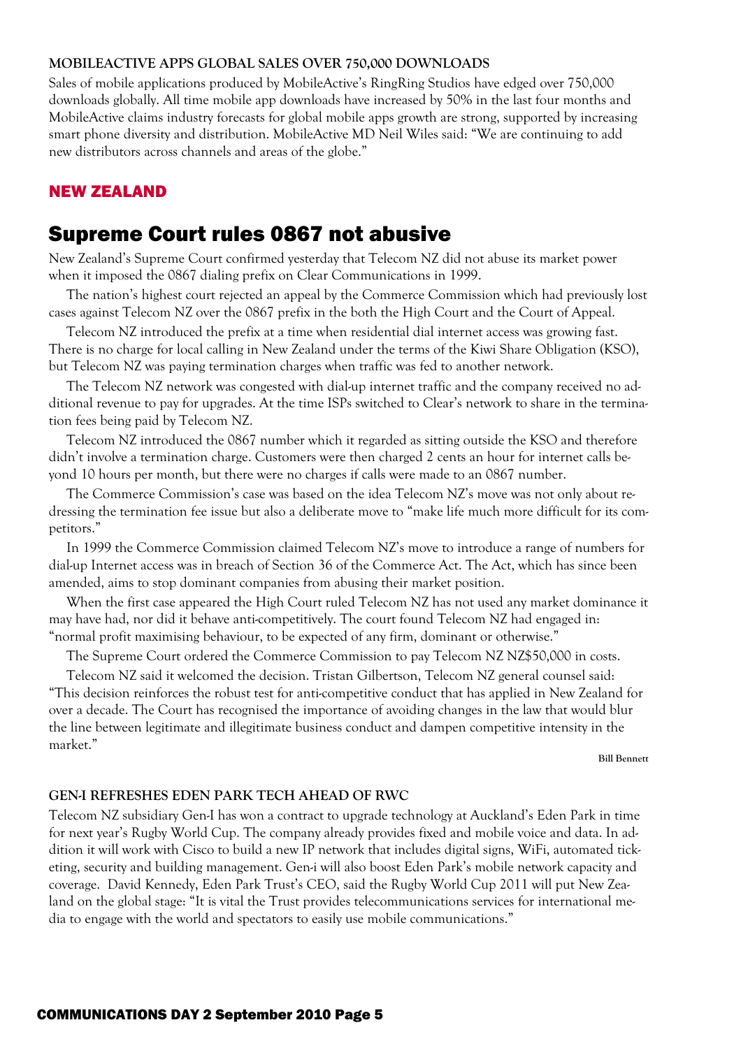**MOBILEACTIVE APPS GLOBAL SALES OVER 750,000 DOWNLOADS**

Sales of mobile applications produced by MobileActive's RingRing Studios have edged over 750,000 downloads globally. All time mobile app downloads have increased by 50% in the last four months and MobileActive claims industry forecasts for global mobile apps growth are strong, supported by increasing smart phone diversity and distribution. MobileActive MD Neil Wiles said: "We are continuing to add new distributors across channels and areas of the globe."

## NEW ZEALAND

# Supreme Court rules 0867 not abusive

New Zealand's Supreme Court confirmed yesterday that Telecom NZ did not abuse its market power when it imposed the 0867 dialing prefix on Clear Communications in 1999.

The nation's highest court rejected an appeal by the Commerce Commission which had previously lost cases against Telecom NZ over the 0867 prefix in the both the High Court and the Court of Appeal.

Telecom NZ introduced the prefix at a time when residential dial internet access was growing fast. There is no charge for local calling in New Zealand under the terms of the Kiwi Share Obligation (KSO), but Telecom NZ was paying termination charges when traffic was fed to another network.

The Telecom NZ network was congested with dial-up internet traffic and the company received no additional revenue to pay for upgrades. At the time ISPs switched to Clear's network to share in the termination fees being paid by Telecom NZ.

Telecom NZ introduced the 0867 number which it regarded as sitting outside the KSO and therefore didn't involve a termination charge. Customers were then charged 2 cents an hour for internet calls beyond 10 hours per month, but there were no charges if calls were made to an 0867 number.

The Commerce Commission's case was based on the idea Telecom NZ's move was not only about redressing the termination fee issue but also a deliberate move to "make life much more difficult for its competitors."

In 1999 the Commerce Commission claimed Telecom NZ's move to introduce a range of numbers for dial-up Internet access was in breach of Section 36 of the Commerce Act. The Act, which has since been amended, aims to stop dominant companies from abusing their market position.

When the first case appeared the High Court ruled Telecom NZ has not used any market dominance it may have had, nor did it behave anti-competitively. The court found Telecom NZ had engaged in: "normal profit maximising behaviour, to be expected of any firm, dominant or otherwise."

The Supreme Court ordered the Commerce Commission to pay Telecom NZ NZ$50,000 in costs.

Telecom NZ said it welcomed the decision. Tristan Gilbertson, Telecom NZ general counsel said: "This decision reinforces the robust test for anti-competitive conduct that has applied in New Zealand for over a decade. The Court has recognised the importance of avoiding changes in the law that would blur the line between legitimate and illegitimate business conduct and dampen competitive intensity in the market."

**Bill Bennett**

**GEN-I REFRESHES EDEN PARK TECH AHEAD OF RWC**

Telecom NZ subsidiary Gen-I has won a contract to upgrade technology at Auckland's Eden Park in time for next year's Rugby World Cup. The company already provides fixed and mobile voice and data. In addition it will work with Cisco to build a new IP network that includes digital signs, WiFi, automated ticketing, security and building management. Gen-i will also boost Eden Park's mobile network capacity and coverage. David Kennedy, Eden Park Trust's CEO, said the Rugby World Cup 2011 will put New Zealand on the global stage: "It is vital the Trust provides telecommunications services for international media to engage with the world and spectators to easily use mobile communications."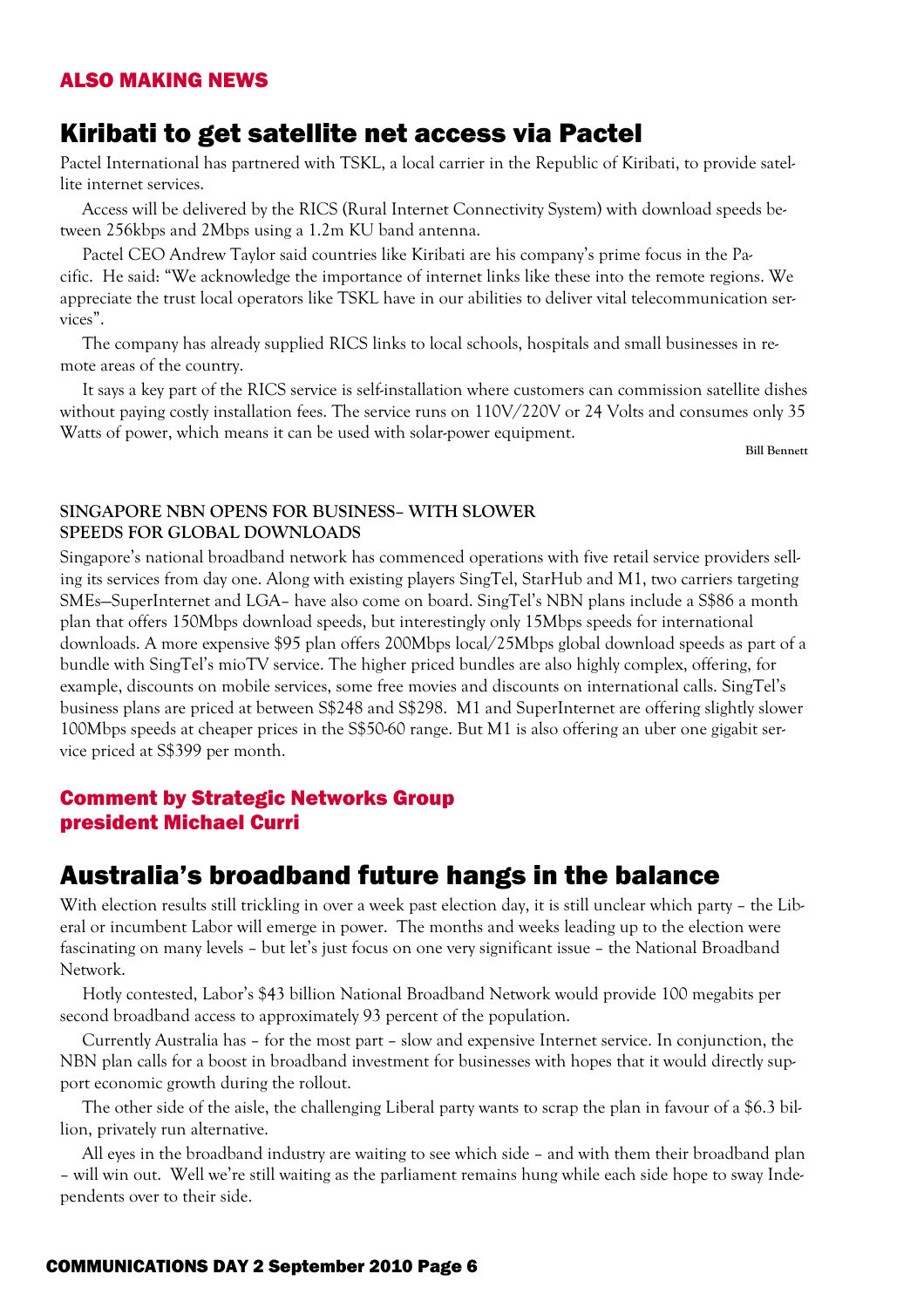## ALSO MAKING NEWS

# Kiribati to get satellite net access via Pactel

Pactel International has partnered with TSKL, a local carrier in the Republic of Kiribati, to provide satellite internet services.

Access will be delivered by the RICS (Rural Internet Connectivity System) with download speeds between 256kbps and 2Mbps using a 1.2m KU band antenna.

Pactel CEO Andrew Taylor said countries like Kiribati are his company's prime focus in the Pacific. He said: "We acknowledge the importance of internet links like these into the remote regions. We appreciate the trust local operators like TSKL have in our abilities to deliver vital telecommunication services".

The company has already supplied RICS links to local schools, hospitals and small businesses in remote areas of the country.

It says a key part of the RICS service is self-installation where customers can commission satellite dishes without paying costly installation fees. The service runs on 110V/220V or 24 Volts and consumes only 35 Watts of power, which means it can be used with solar-power equipment.

**Bill Bennett**

### SINGAPORE NBN OPENS FOR BUSINESS– WITH SLOWER SPEEDS FOR GLOBAL DOWNLOADS

Singapore's national broadband network has commenced operations with five retail service providers selling its services from day one. Along with existing players SingTel, StarHub and M1, two carriers targeting SMEs—SuperInternet and LGA– have also come on board. SingTel's NBN plans include a S$86 a month plan that offers 150Mbps download speeds, but interestingly only 15Mbps speeds for international downloads. A more expensive $95 plan offers 200Mbps local/25Mbps global download speeds as part of a bundle with SingTel's mioTV service. The higher priced bundles are also highly complex, offering, for example, discounts on mobile services, some free movies and discounts on international calls. SingTel's business plans are priced at between S$248 and S$298. M1 and SuperInternet are offering slightly slower 100Mbps speeds at cheaper prices in the S$50-60 range. But M1 is also offering an uber one gigabit service priced at S$399 per month.

## Comment by Strategic Networks Group president Michael Curri

# Australia's broadband future hangs in the balance

With election results still trickling in over a week past election day, it is still unclear which party – the Liberal or incumbent Labor will emerge in power. The months and weeks leading up to the election were fascinating on many levels – but let's just focus on one very significant issue – the National Broadband Network.

Hotly contested, Labor's $43 billion National Broadband Network would provide 100 megabits per second broadband access to approximately 93 percent of the population.

Currently Australia has – for the most part – slow and expensive Internet service. In conjunction, the NBN plan calls for a boost in broadband investment for businesses with hopes that it would directly support economic growth during the rollout.

The other side of the aisle, the challenging Liberal party wants to scrap the plan in favour of a $6.3 billion, privately run alternative.

All eyes in the broadband industry are waiting to see which side – and with them their broadband plan – will win out. Well we're still waiting as the parliament remains hung while each side hope to sway Independents over to their side.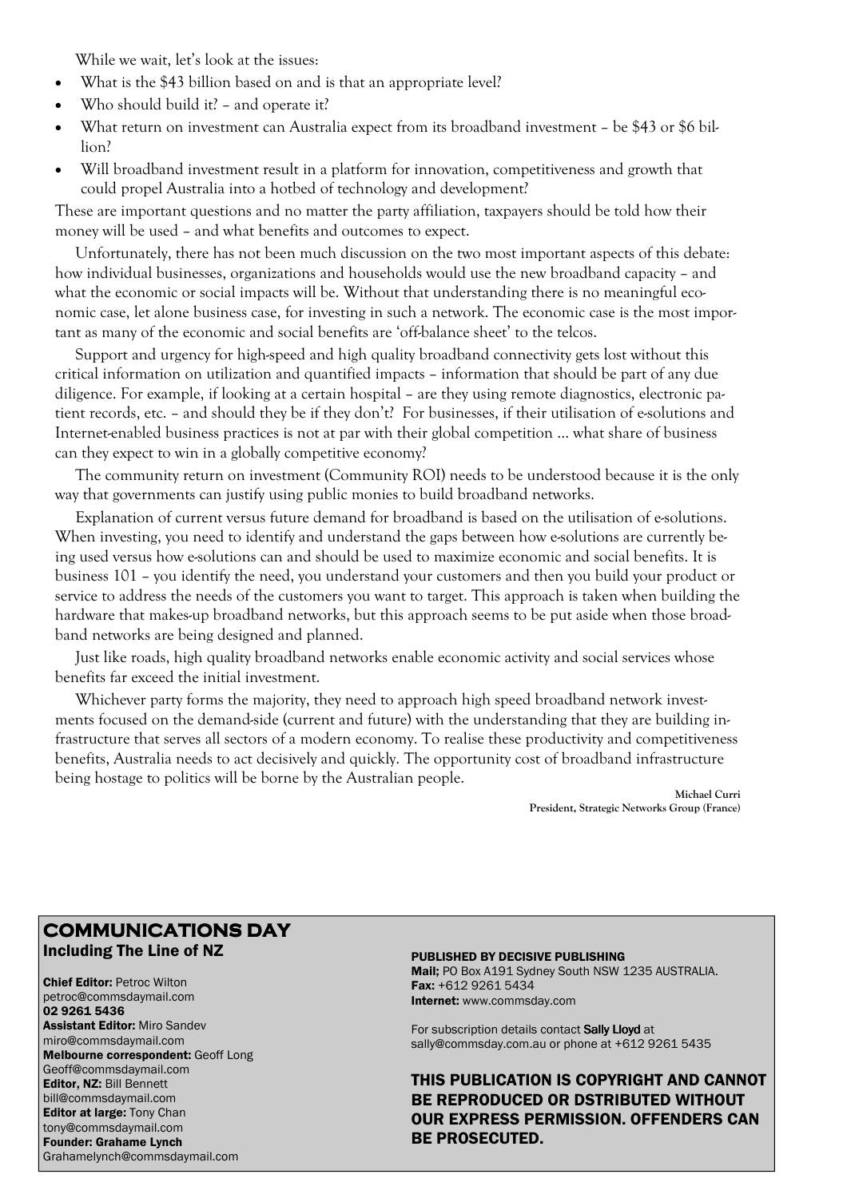While we wait, let's look at the issues:

- What is the $43 billion based on and is that an appropriate level?
- Who should build it? – and operate it?
- What return on investment can Australia expect from its broadband investment – be $43 or $6 billion?
- Will broadband investment result in a platform for innovation, competitiveness and growth that could propel Australia into a hotbed of technology and development?

These are important questions and no matter the party affiliation, taxpayers should be told how their money will be used – and what benefits and outcomes to expect.

Unfortunately, there has not been much discussion on the two most important aspects of this debate: how individual businesses, organizations and households would use the new broadband capacity – and what the economic or social impacts will be. Without that understanding there is no meaningful economic case, let alone business case, for investing in such a network. The economic case is the most important as many of the economic and social benefits are 'off-balance sheet' to the telcos.

Support and urgency for high-speed and high quality broadband connectivity gets lost without this critical information on utilization and quantified impacts – information that should be part of any due diligence. For example, if looking at a certain hospital – are they using remote diagnostics, electronic patient records, etc. – and should they be if they don't? For businesses, if their utilisation of e-solutions and Internet-enabled business practices is not at par with their global competition … what share of business can they expect to win in a globally competitive economy?

The community return on investment (Community ROI) needs to be understood because it is the only way that governments can justify using public monies to build broadband networks.

Explanation of current versus future demand for broadband is based on the utilisation of e-solutions. When investing, you need to identify and understand the gaps between how e-solutions are currently being used versus how e-solutions can and should be used to maximize economic and social benefits. It is business 101 – you identify the need, you understand your customers and then you build your product or service to address the needs of the customers you want to target. This approach is taken when building the hardware that makes-up broadband networks, but this approach seems to be put aside when those broadband networks are being designed and planned.

Just like roads, high quality broadband networks enable economic activity and social services whose benefits far exceed the initial investment.

Whichever party forms the majority, they need to approach high speed broadband network investments focused on the demand-side (current and future) with the understanding that they are building infrastructure that serves all sectors of a modern economy. To realise these productivity and competitiveness benefits, Australia needs to act decisively and quickly. The opportunity cost of broadband infrastructure being hostage to politics will be borne by the Australian people.

**Michael Curri**
**President, Strategic Networks Group (France)**

## COMMUNICATIONS DAY
### Including The Line of NZ

**Chief Editor:** Petroc Wilton
petroc@commsdaymail.com
**02 9261 5436**
**Assistant Editor:** Miro Sandev
miro@commsdaymail.com
**Melbourne correspondent:** Geoff Long
Geoff@commsdaymail.com
**Editor, NZ:** Bill Bennett
bill@commsdaymail.com
**Editor at large:** Tony Chan
tony@commsdaymail.com
**Founder: Grahame Lynch**
Grahamelynch@commsdaymail.com

**PUBLISHED BY DECISIVE PUBLISHING**
**Mail;** PO Box A191 Sydney South NSW 1235 AUSTRALIA.
**Fax:** +612 9261 5434
**Internet:** www.commsday.com

For subscription details contact **Sally Lloyd** at sally@commsday.com.au or phone at +612 9261 5435

**THIS PUBLICATION IS COPYRIGHT AND CANNOT BE REPRODUCED OR DSTRIBUTED WITHOUT OUR EXPRESS PERMISSION. OFFENDERS CAN BE PROSECUTED.**